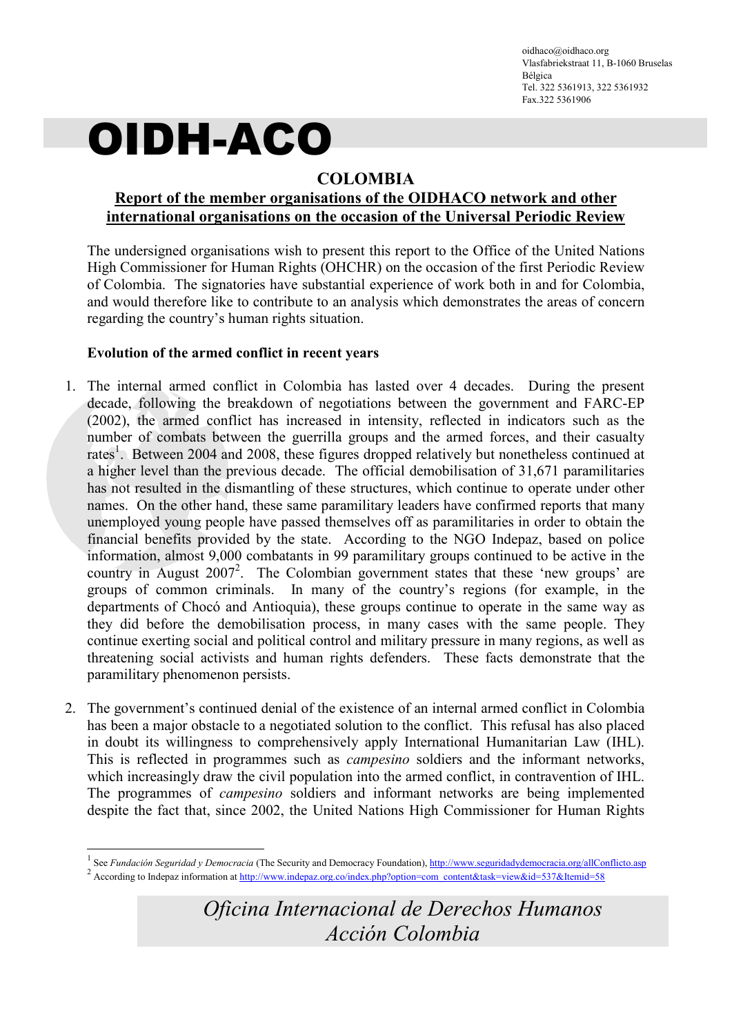oidhaco@oidhaco.org
Vlasfabriekstraat 11, B-1060 Bruselas
Bélgica
Tel. 322 5361913, 322 5361932
Fax.322 5361906

# OIDH-ACO

## COLOMBIA

**Report of the member organisations of the OIDHACO network and other international organisations on the occasion of the Universal Periodic Review**

The undersigned organisations wish to present this report to the Office of the United Nations High Commissioner for Human Rights (OHCHR) on the occasion of the first Periodic Review of Colombia. The signatories have substantial experience of work both in and for Colombia, and would therefore like to contribute to an analysis which demonstrates the areas of concern regarding the country's human rights situation.

### Evolution of the armed conflict in recent years

1. The internal armed conflict in Colombia has lasted over 4 decades. During the present decade, following the breakdown of negotiations between the government and FARC-EP (2002), the armed conflict has increased in intensity, reflected in indicators such as the number of combats between the guerrilla groups and the armed forces, and their casualty rates[1]. Between 2004 and 2008, these figures dropped relatively but nonetheless continued at a higher level than the previous decade. The official demobilisation of 31,671 paramilitaries has not resulted in the dismantling of these structures, which continue to operate under other names. On the other hand, these same paramilitary leaders have confirmed reports that many unemployed young people have passed themselves off as paramilitaries in order to obtain the financial benefits provided by the state. According to the NGO Indepaz, based on police information, almost 9,000 combatants in 99 paramilitary groups continued to be active in the country in August 2007[2]. The Colombian government states that these 'new groups' are groups of common criminals. In many of the country's regions (for example, in the departments of Chocó and Antioquia), these groups continue to operate in the same way as they did before the demobilisation process, in many cases with the same people. They continue exerting social and political control and military pressure in many regions, as well as threatening social activists and human rights defenders. These facts demonstrate that the paramilitary phenomenon persists.

2. The government's continued denial of the existence of an internal armed conflict in Colombia has been a major obstacle to a negotiated solution to the conflict. This refusal has also placed in doubt its willingness to comprehensively apply International Humanitarian Law (IHL). This is reflected in programmes such as *campesino* soldiers and the informant networks, which increasingly draw the civil population into the armed conflict, in contravention of IHL. The programmes of *campesino* soldiers and informant networks are being implemented despite the fact that, since 2002, the United Nations High Commissioner for Human Rights

---

[1] See *Fundación Seguridad y Democracia* (The Security and Democracy Foundation), http://www.seguridadydemocracia.org/allConflicto.asp

[2] According to Indepaz information at http://www.indepaz.org.co/index.php?option=com_content&task=view&id=537&Itemid=58

*Oficina Internacional de Derechos Humanos Acción Colombia*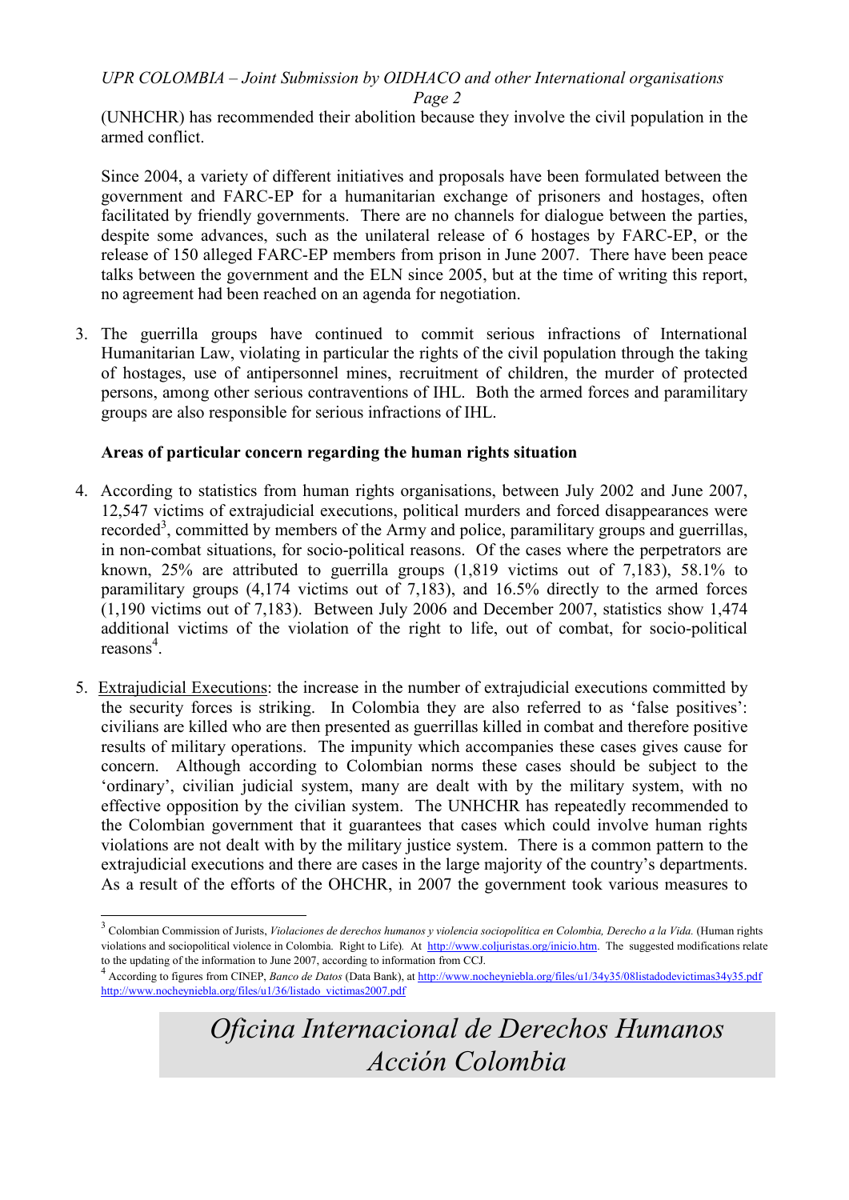(UNHCHR) has recommended their abolition because they involve the civil population in the armed conflict.

Since 2004, a variety of different initiatives and proposals have been formulated between the government and FARC-EP for a humanitarian exchange of prisoners and hostages, often facilitated by friendly governments. There are no channels for dialogue between the parties, despite some advances, such as the unilateral release of 6 hostages by FARC-EP, or the release of 150 alleged FARC-EP members from prison in June 2007. There have been peace talks between the government and the ELN since 2005, but at the time of writing this report, no agreement had been reached on an agenda for negotiation.

3. The guerrilla groups have continued to commit serious infractions of International Humanitarian Law, violating in particular the rights of the civil population through the taking of hostages, use of antipersonnel mines, recruitment of children, the murder of protected persons, among other serious contraventions of IHL. Both the armed forces and paramilitary groups are also responsible for serious infractions of IHL.

**Areas of particular concern regarding the human rights situation**

4. According to statistics from human rights organisations, between July 2002 and June 2007, 12,547 victims of extrajudicial executions, political murders and forced disappearances were recorded[3], committed by members of the Army and police, paramilitary groups and guerrillas, in non-combat situations, for socio-political reasons. Of the cases where the perpetrators are known, 25% are attributed to guerrilla groups (1,819 victims out of 7,183), 58.1% to paramilitary groups (4,174 victims out of 7,183), and 16.5% directly to the armed forces (1,190 victims out of 7,183). Between July 2006 and December 2007, statistics show 1,474 additional victims of the violation of the right to life, out of combat, for socio-political reasons[4].

5. Extrajudicial Executions: the increase in the number of extrajudicial executions committed by the security forces is striking. In Colombia they are also referred to as 'false positives': civilians are killed who are then presented as guerrillas killed in combat and therefore positive results of military operations. The impunity which accompanies these cases gives cause for concern. Although according to Colombian norms these cases should be subject to the 'ordinary', civilian judicial system, many are dealt with by the military system, with no effective opposition by the civilian system. The UNHCHR has repeatedly recommended to the Colombian government that it guarantees that cases which could involve human rights violations are not dealt with by the military justice system. There is a common pattern to the extrajudicial executions and there are cases in the large majority of the country's departments. As a result of the efforts of the OHCHR, in 2007 the government took various measures to

---

[3] Colombian Commission of Jurists, *Violaciones de derechos humanos y violencia sociopolítica en Colombia, Derecho a la Vida.* (Human rights violations and sociopolitical violence in Colombia. Right to Life). At http://www.coljuristas.org/inicio.htm. The suggested modifications relate to the updating of the information to June 2007, according to information from CCJ.

[4] According to figures from CINEP, *Banco de Datos* (Data Bank), at http://www.nocheyniebla.org/files/u1/34y35/08listadodevictimas34y35.pdf http://www.nocheyniebla.org/files/u1/36/listado_victimas2007.pdf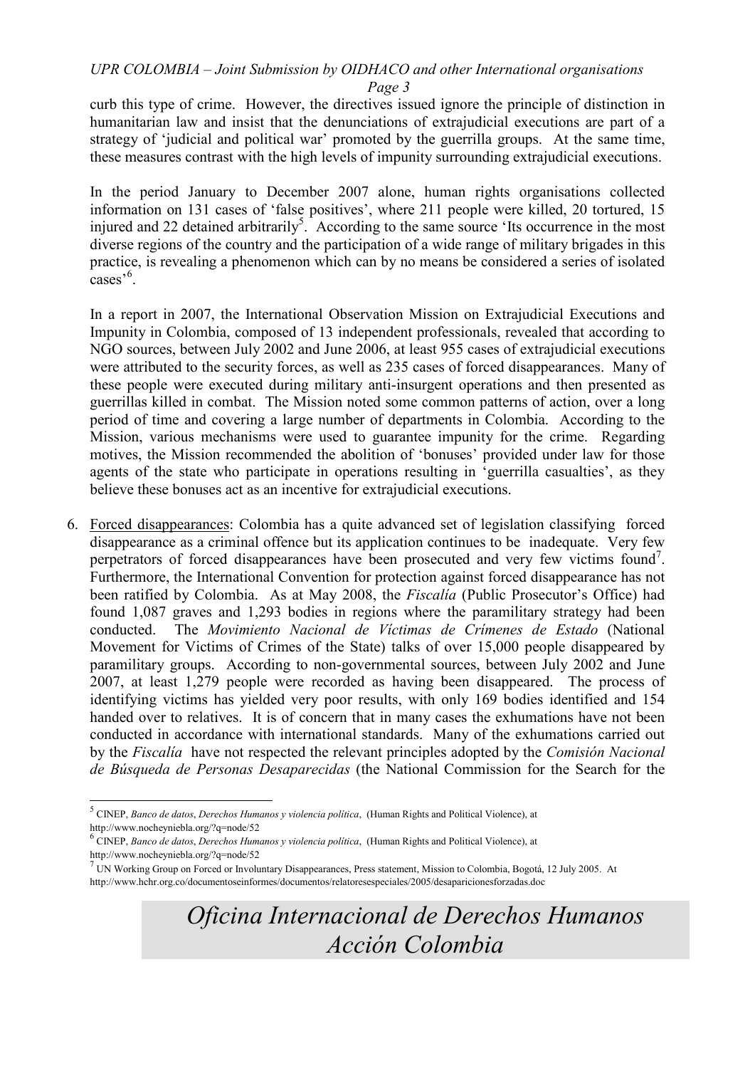curb this type of crime. However, the directives issued ignore the principle of distinction in humanitarian law and insist that the denunciations of extrajudicial executions are part of a strategy of 'judicial and political war' promoted by the guerrilla groups. At the same time, these measures contrast with the high levels of impunity surrounding extrajudicial executions.

In the period January to December 2007 alone, human rights organisations collected information on 131 cases of 'false positives', where 211 people were killed, 20 tortured, 15 injured and 22 detained arbitrarily[5]. According to the same source 'Its occurrence in the most diverse regions of the country and the participation of a wide range of military brigades in this practice, is revealing a phenomenon which can by no means be considered a series of isolated cases'[6].

In a report in 2007, the International Observation Mission on Extrajudicial Executions and Impunity in Colombia, composed of 13 independent professionals, revealed that according to NGO sources, between July 2002 and June 2006, at least 955 cases of extrajudicial executions were attributed to the security forces, as well as 235 cases of forced disappearances. Many of these people were executed during military anti-insurgent operations and then presented as guerrillas killed in combat. The Mission noted some common patterns of action, over a long period of time and covering a large number of departments in Colombia. According to the Mission, various mechanisms were used to guarantee impunity for the crime. Regarding motives, the Mission recommended the abolition of 'bonuses' provided under law for those agents of the state who participate in operations resulting in 'guerrilla casualties', as they believe these bonuses act as an incentive for extrajudicial executions.

6. Forced disappearances: Colombia has a quite advanced set of legislation classifying forced disappearance as a criminal offence but its application continues to be inadequate. Very few perpetrators of forced disappearances have been prosecuted and very few victims found[7]. Furthermore, the International Convention for protection against forced disappearance has not been ratified by Colombia. As at May 2008, the *Fiscalía* (Public Prosecutor's Office) had found 1,087 graves and 1,293 bodies in regions where the paramilitary strategy had been conducted. The *Movimiento Nacional de Víctimas de Crímenes de Estado* (National Movement for Victims of Crimes of the State) talks of over 15,000 people disappeared by paramilitary groups. According to non-governmental sources, between July 2002 and June 2007, at least 1,279 people were recorded as having been disappeared. The process of identifying victims has yielded very poor results, with only 169 bodies identified and 154 handed over to relatives. It is of concern that in many cases the exhumations have not been conducted in accordance with international standards. Many of the exhumations carried out by the *Fiscalía* have not respected the relevant principles adopted by the *Comisión Nacional de Búsqueda de Personas Desaparecidas* (the National Commission for the Search for the

---

[5] CINEP, *Banco de datos*, *Derechos Humanos y violencia política*, (Human Rights and Political Violence), at http://www.nocheyniebla.org/?q=node/52

[6] CINEP, *Banco de datos*, *Derechos Humanos y violencia política*, (Human Rights and Political Violence), at http://www.nocheyniebla.org/?q=node/52

[7] UN Working Group on Forced or Involuntary Disappearances, Press statement, Mission to Colombia, Bogotá, 12 July 2005. At http://www.hchr.org.co/documentoseinformes/documentos/relatoresespeciales/2005/desaparicionesforzadas.doc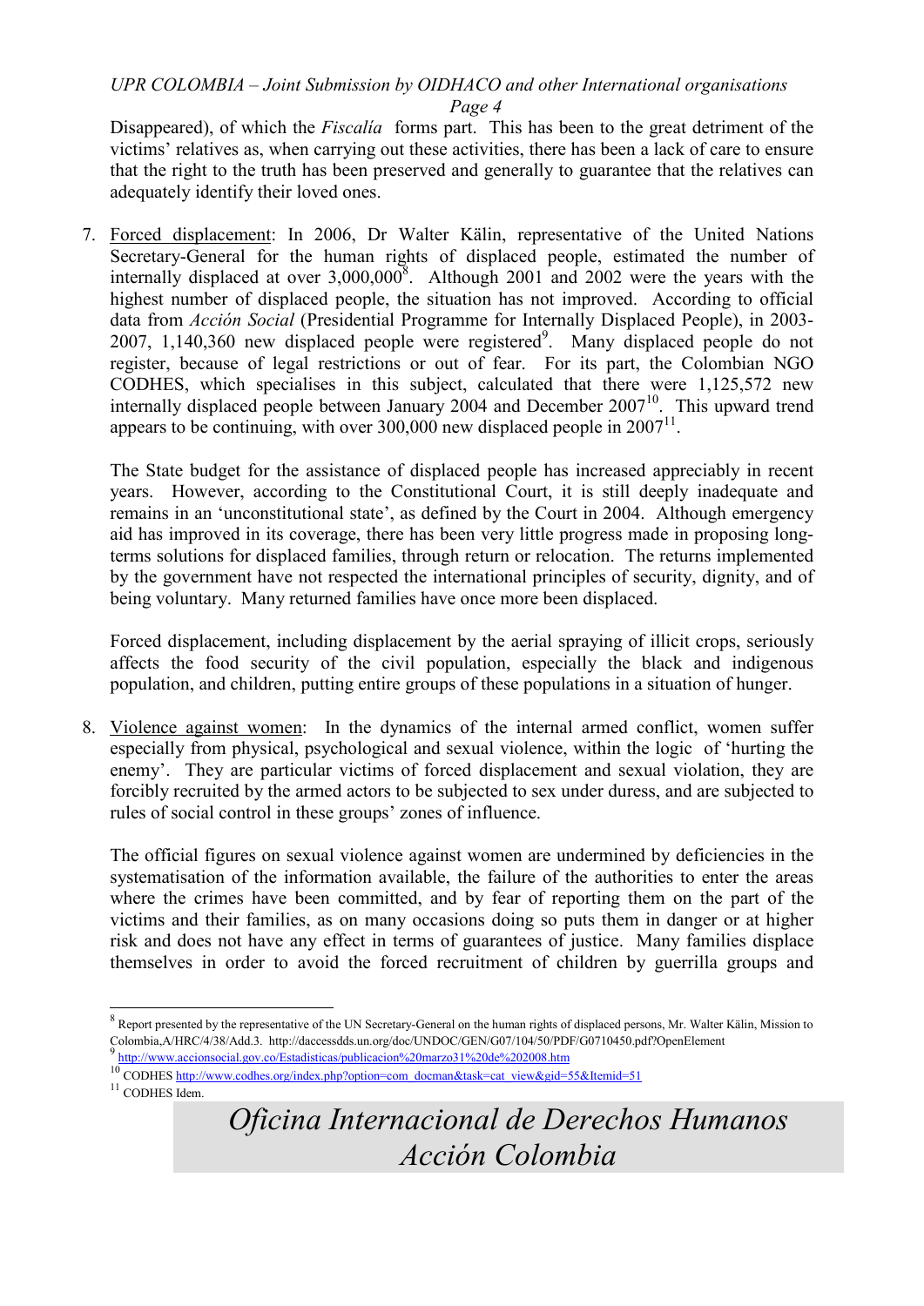Disappeared), of which the *Fiscalía* forms part. This has been to the great detriment of the victims' relatives as, when carrying out these activities, there has been a lack of care to ensure that the right to the truth has been preserved and generally to guarantee that the relatives can adequately identify their loved ones.

7. Forced displacement: In 2006, Dr Walter Kälin, representative of the United Nations Secretary-General for the human rights of displaced people, estimated the number of internally displaced at over 3,000,000[8]. Although 2001 and 2002 were the years with the highest number of displaced people, the situation has not improved. According to official data from *Acción Social* (Presidential Programme for Internally Displaced People), in 2003-2007, 1,140,360 new displaced people were registered[9]. Many displaced people do not register, because of legal restrictions or out of fear. For its part, the Colombian NGO CODHES, which specialises in this subject, calculated that there were 1,125,572 new internally displaced people between January 2004 and December 2007[10]. This upward trend appears to be continuing, with over 300,000 new displaced people in 2007[11].

   The State budget for the assistance of displaced people has increased appreciably in recent years. However, according to the Constitutional Court, it is still deeply inadequate and remains in an 'unconstitutional state', as defined by the Court in 2004. Although emergency aid has improved in its coverage, there has been very little progress made in proposing long-terms solutions for displaced families, through return or relocation. The returns implemented by the government have not respected the international principles of security, dignity, and of being voluntary. Many returned families have once more been displaced.

   Forced displacement, including displacement by the aerial spraying of illicit crops, seriously affects the food security of the civil population, especially the black and indigenous population, and children, putting entire groups of these populations in a situation of hunger.

8. Violence against women: In the dynamics of the internal armed conflict, women suffer especially from physical, psychological and sexual violence, within the logic of 'hurting the enemy'. They are particular victims of forced displacement and sexual violation, they are forcibly recruited by the armed actors to be subjected to sex under duress, and are subjected to rules of social control in these groups' zones of influence.

   The official figures on sexual violence against women are undermined by deficiencies in the systematisation of the information available, the failure of the authorities to enter the areas where the crimes have been committed, and by fear of reporting them on the part of the victims and their families, as on many occasions doing so puts them in danger or at higher risk and does not have any effect in terms of guarantees of justice. Many families displace themselves in order to avoid the forced recruitment of children by guerrilla groups and

---

[8] Report presented by the representative of the UN Secretary-General on the human rights of displaced persons, Mr. Walter Kälin, Mission to Colombia,A/HRC/4/38/Add.3. http://daccessdds.un.org/doc/UNDOC/GEN/G07/104/50/PDF/G0710450.pdf?OpenElement

[9] http://www.accionsocial.gov.co/Estadisticas/publicacion%20marzo31%20de%202008.htm

[10] CODHES http://www.codhes.org/index.php?option=com_docman&task=cat_view&gid=55&Itemid=51

[11] CODHES Idem.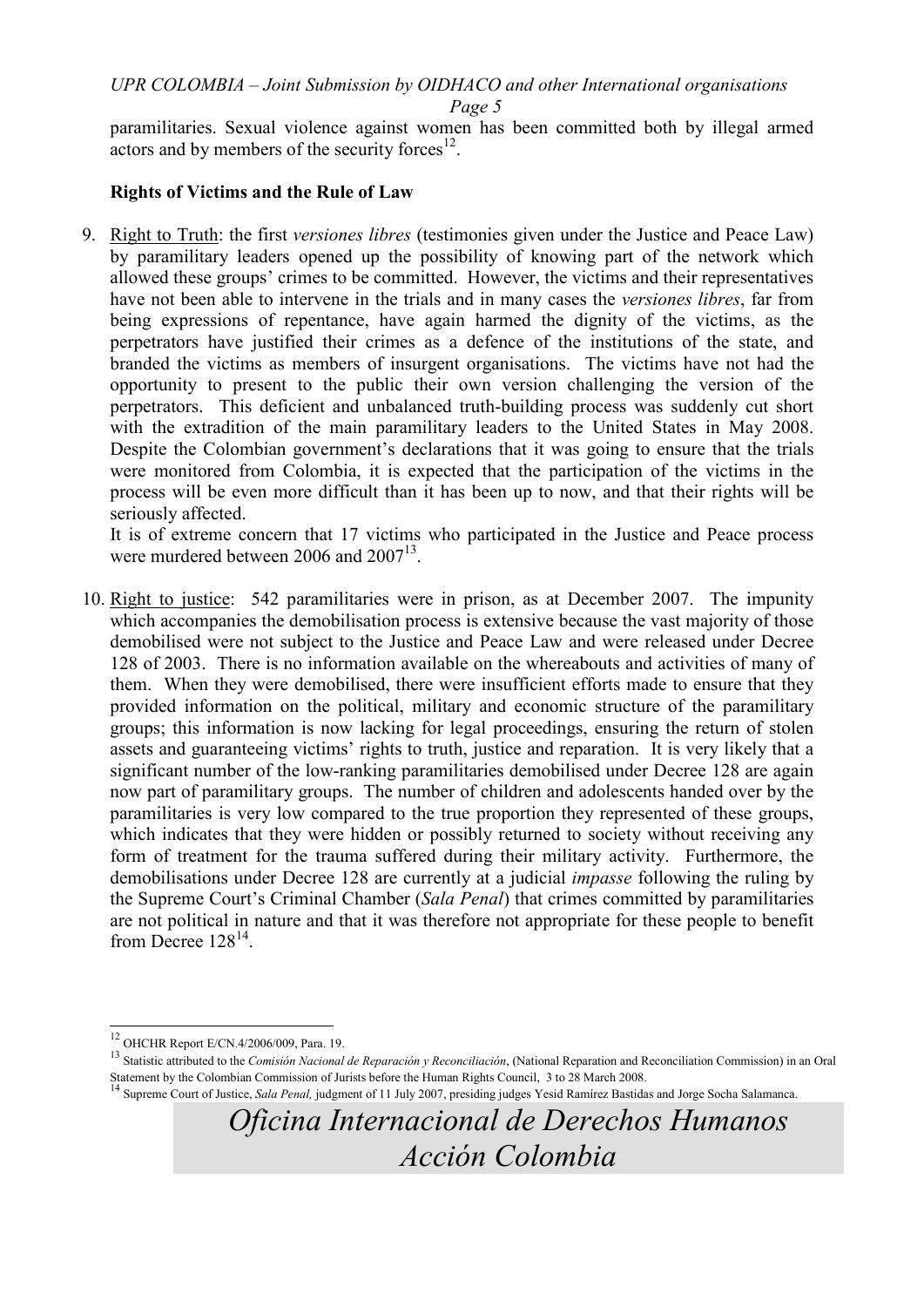paramilitaries. Sexual violence against women has been committed both by illegal armed actors and by members of the security forces[12].

**Rights of Victims and the Rule of Law**

9. Right to Truth: the first *versiones libres* (testimonies given under the Justice and Peace Law) by paramilitary leaders opened up the possibility of knowing part of the network which allowed these groups' crimes to be committed. However, the victims and their representatives have not been able to intervene in the trials and in many cases the *versiones libres*, far from being expressions of repentance, have again harmed the dignity of the victims, as the perpetrators have justified their crimes as a defence of the institutions of the state, and branded the victims as members of insurgent organisations. The victims have not had the opportunity to present to the public their own version challenging the version of the perpetrators. This deficient and unbalanced truth-building process was suddenly cut short with the extradition of the main paramilitary leaders to the United States in May 2008. Despite the Colombian government's declarations that it was going to ensure that the trials were monitored from Colombia, it is expected that the participation of the victims in the process will be even more difficult than it has been up to now, and that their rights will be seriously affected.

   It is of extreme concern that 17 victims who participated in the Justice and Peace process were murdered between 2006 and 2007[13].

10. Right to justice: 542 paramilitaries were in prison, as at December 2007. The impunity which accompanies the demobilisation process is extensive because the vast majority of those demobilised were not subject to the Justice and Peace Law and were released under Decree 128 of 2003. There is no information available on the whereabouts and activities of many of them. When they were demobilised, there were insufficient efforts made to ensure that they provided information on the political, military and economic structure of the paramilitary groups; this information is now lacking for legal proceedings, ensuring the return of stolen assets and guaranteeing victims' rights to truth, justice and reparation. It is very likely that a significant number of the low-ranking paramilitaries demobilised under Decree 128 are again now part of paramilitary groups. The number of children and adolescents handed over by the paramilitaries is very low compared to the true proportion they represented of these groups, which indicates that they were hidden or possibly returned to society without receiving any form of treatment for the trauma suffered during their military activity. Furthermore, the demobilisations under Decree 128 are currently at a judicial *impasse* following the ruling by the Supreme Court's Criminal Chamber (*Sala Penal*) that crimes committed by paramilitaries are not political in nature and that it was therefore not appropriate for these people to benefit from Decree 128[14].

---

[12] OHCHR Report E/CN.4/2006/009, Para. 19.

[13] Statistic attributed to the *Comisión Nacional de Reparación y Reconciliación*, (National Reparation and Reconciliation Commission) in an Oral Statement by the Colombian Commission of Jurists before the Human Rights Council, 3 to 28 March 2008.

[14] Supreme Court of Justice, *Sala Penal,* judgment of 11 July 2007, presiding judges Yesid Ramírez Bastidas and Jorge Socha Salamanca.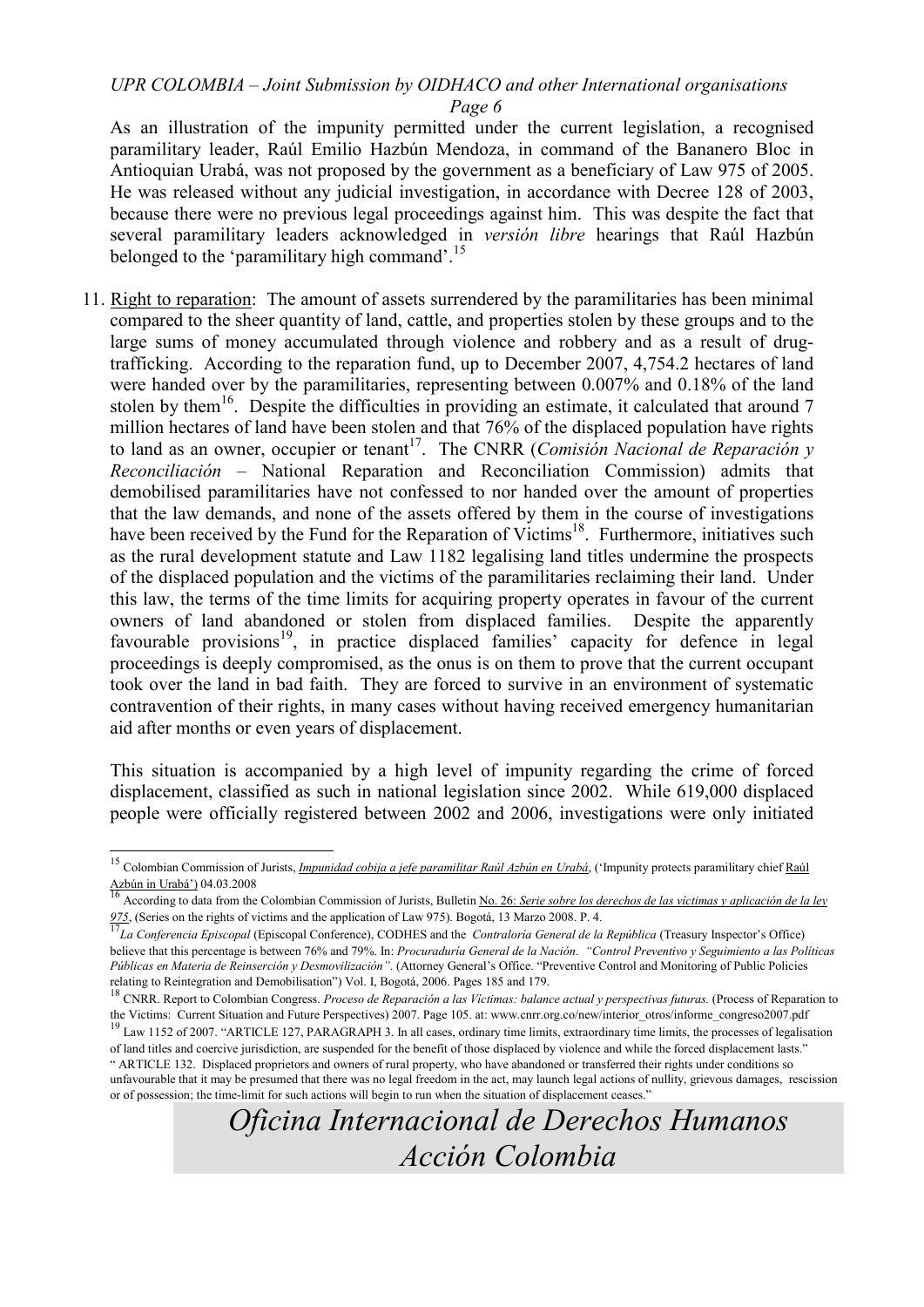As an illustration of the impunity permitted under the current legislation, a recognised paramilitary leader, Raúl Emilio Hazbún Mendoza, in command of the Bananero Bloc in Antioquian Urabá, was not proposed by the government as a beneficiary of Law 975 of 2005. He was released without any judicial investigation, in accordance with Decree 128 of 2003, because there were no previous legal proceedings against him. This was despite the fact that several paramilitary leaders acknowledged in *versión libre* hearings that Raúl Hazbún belonged to the 'paramilitary high command'.[15]

11. Right to reparation: The amount of assets surrendered by the paramilitaries has been minimal compared to the sheer quantity of land, cattle, and properties stolen by these groups and to the large sums of money accumulated through violence and robbery and as a result of drug-trafficking. According to the reparation fund, up to December 2007, 4,754.2 hectares of land were handed over by the paramilitaries, representing between 0.007% and 0.18% of the land stolen by them[16]. Despite the difficulties in providing an estimate, it calculated that around 7 million hectares of land have been stolen and that 76% of the displaced population have rights to land as an owner, occupier or tenant[17]. The CNRR (*Comisión Nacional de Reparación y Reconciliación* – National Reparation and Reconciliation Commission) admits that demobilised paramilitaries have not confessed to nor handed over the amount of properties that the law demands, and none of the assets offered by them in the course of investigations have been received by the Fund for the Reparation of Victims[18]. Furthermore, initiatives such as the rural development statute and Law 1182 legalising land titles undermine the prospects of the displaced population and the victims of the paramilitaries reclaiming their land. Under this law, the terms of the time limits for acquiring property operates in favour of the current owners of land abandoned or stolen from displaced families. Despite the apparently favourable provisions[19], in practice displaced families' capacity for defence in legal proceedings is deeply compromised, as the onus is on them to prove that the current occupant took over the land in bad faith. They are forced to survive in an environment of systematic contravention of their rights, in many cases without having received emergency humanitarian aid after months or even years of displacement.

    This situation is accompanied by a high level of impunity regarding the crime of forced displacement, classified as such in national legislation since 2002. While 619,000 displaced people were officially registered between 2002 and 2006, investigations were only initiated

---

[15] Colombian Commission of Jurists, *Impunidad cobija a jefe paramilitar Raúl Azbún en Urabá*, ('Impunity protects paramilitary chief Raúl Azbún in Urabá') 04.03.2008

[16] According to data from the Colombian Commission of Jurists, Bulletin No. 26: *Serie sobre los derechos de las víctimas y aplicación de la ley 975*, (Series on the rights of victims and the application of Law 975). Bogotá, 13 Marzo 2008. P. 4.

[17] *La Conferencia Episcopal* (Episcopal Conference), CODHES and the *Contraloría General de la República* (Treasury Inspector's Office) believe that this percentage is between 76% and 79%. In: *Procuraduría General de la Nación*. *"Control Preventivo y Seguimiento a las Políticas Públicas en Materia de Reinserción y Desmovilización"*. (Attorney General's Office. "Preventive Control and Monitoring of Public Policies relating to Reintegration and Demobilisation") Vol. I, Bogotá, 2006. Pages 185 and 179.

[18] CNRR. Report to Colombian Congress. *Proceso de Reparación a las Víctimas: balance actual y perspectivas futuras.* (Process of Reparation to the Victims: Current Situation and Future Perspectives) 2007. Page 105. at: www.cnrr.org.co/new/interior_otros/informe_congreso2007.pdf

[19] Law 1152 of 2007. "ARTICLE 127, PARAGRAPH 3. In all cases, ordinary time limits, extraordinary time limits, the processes of legalisation of land titles and coercive jurisdiction, are suspended for the benefit of those displaced by violence and while the forced displacement lasts."
" ARTICLE 132. Displaced proprietors and owners of rural property, who have abandoned or transferred their rights under conditions so unfavourable that it may be presumed that there was no legal freedom in the act, may launch legal actions of nullity, grievous damages, rescission or of possession; the time-limit for such actions will begin to run when the situation of displacement ceases."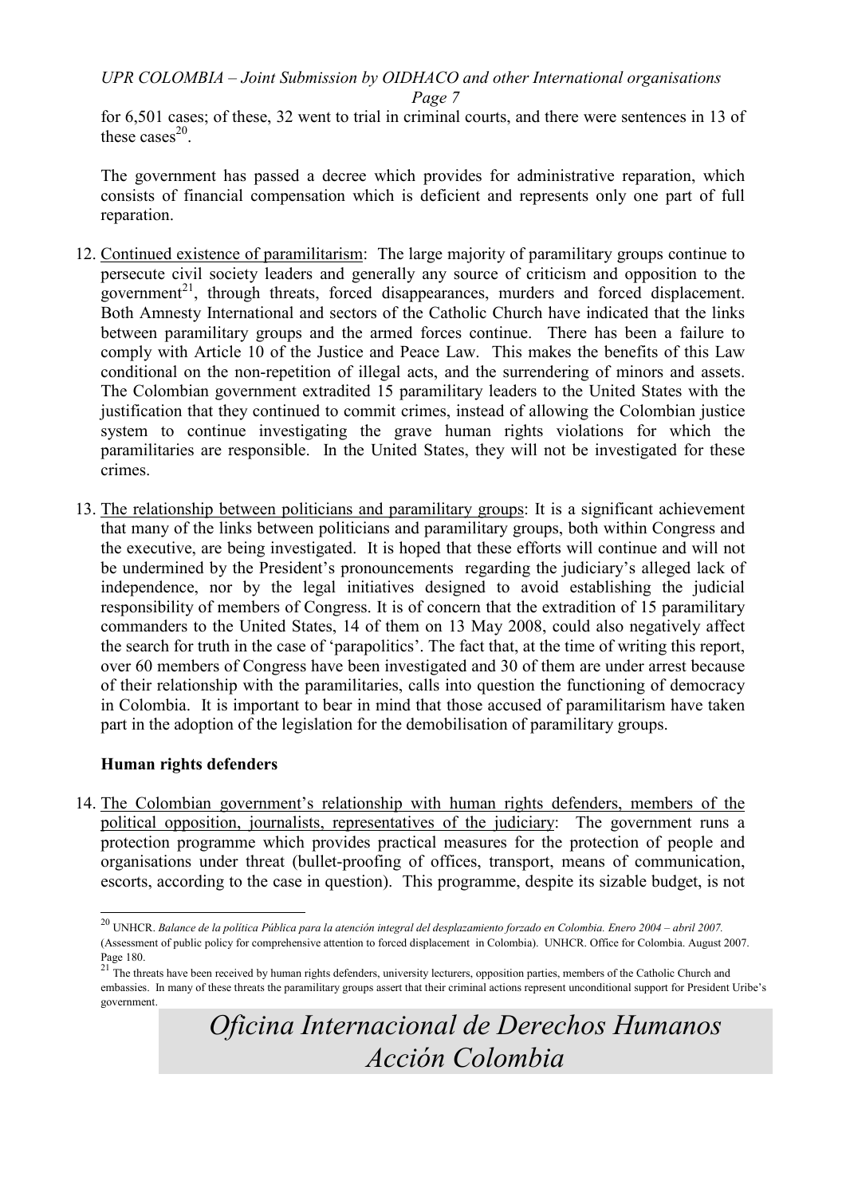for 6,501 cases; of these, 32 went to trial in criminal courts, and there were sentences in 13 of these cases[20].

The government has passed a decree which provides for administrative reparation, which consists of financial compensation which is deficient and represents only one part of full reparation.

12. Continued existence of paramilitarism: The large majority of paramilitary groups continue to persecute civil society leaders and generally any source of criticism and opposition to the government[21], through threats, forced disappearances, murders and forced displacement. Both Amnesty International and sectors of the Catholic Church have indicated that the links between paramilitary groups and the armed forces continue. There has been a failure to comply with Article 10 of the Justice and Peace Law. This makes the benefits of this Law conditional on the non-repetition of illegal acts, and the surrendering of minors and assets. The Colombian government extradited 15 paramilitary leaders to the United States with the justification that they continued to commit crimes, instead of allowing the Colombian justice system to continue investigating the grave human rights violations for which the paramilitaries are responsible. In the United States, they will not be investigated for these crimes.

13. The relationship between politicians and paramilitary groups: It is a significant achievement that many of the links between politicians and paramilitary groups, both within Congress and the executive, are being investigated. It is hoped that these efforts will continue and will not be undermined by the President's pronouncements regarding the judiciary's alleged lack of independence, nor by the legal initiatives designed to avoid establishing the judicial responsibility of members of Congress. It is of concern that the extradition of 15 paramilitary commanders to the United States, 14 of them on 13 May 2008, could also negatively affect the search for truth in the case of 'parapolitics'. The fact that, at the time of writing this report, over 60 members of Congress have been investigated and 30 of them are under arrest because of their relationship with the paramilitaries, calls into question the functioning of democracy in Colombia. It is important to bear in mind that those accused of paramilitarism have taken part in the adoption of the legislation for the demobilisation of paramilitary groups.

### Human rights defenders

14. The Colombian government's relationship with human rights defenders, members of the political opposition, journalists, representatives of the judiciary: The government runs a protection programme which provides practical measures for the protection of people and organisations under threat (bullet-proofing of offices, transport, means of communication, escorts, according to the case in question). This programme, despite its sizable budget, is not

---

[20] UNHCR. *Balance de la política Pública para la atención integral del desplazamiento forzado en Colombia. Enero 2004 – abril 2007.* (Assessment of public policy for comprehensive attention to forced displacement in Colombia). UNHCR. Office for Colombia. August 2007. Page 180.

[21] The threats have been received by human rights defenders, university lecturers, opposition parties, members of the Catholic Church and embassies. In many of these threats the paramilitary groups assert that their criminal actions represent unconditional support for President Uribe's government.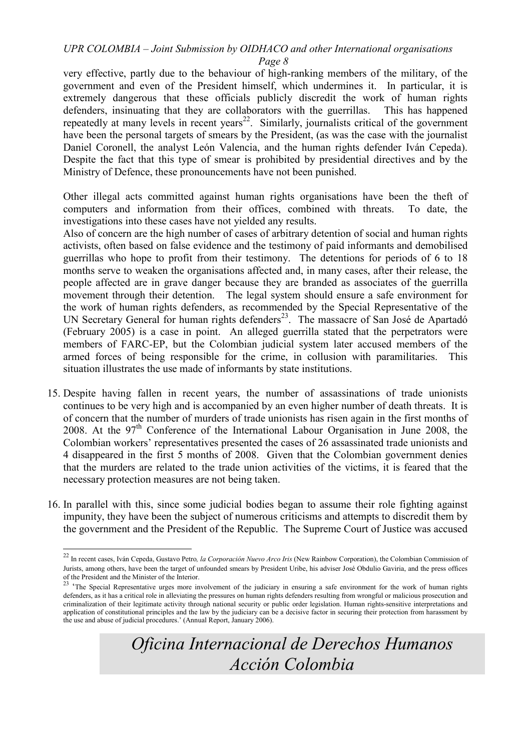very effective, partly due to the behaviour of high-ranking members of the military, of the government and even of the President himself, which undermines it. In particular, it is extremely dangerous that these officials publicly discredit the work of human rights defenders, insinuating that they are collaborators with the guerrillas. This has happened repeatedly at many levels in recent years[22]. Similarly, journalists critical of the government have been the personal targets of smears by the President, (as was the case with the journalist Daniel Coronell, the analyst León Valencia, and the human rights defender Iván Cepeda). Despite the fact that this type of smear is prohibited by presidential directives and by the Ministry of Defence, these pronouncements have not been punished.

Other illegal acts committed against human rights organisations have been the theft of computers and information from their offices, combined with threats. To date, the investigations into these cases have not yielded any results.

Also of concern are the high number of cases of arbitrary detention of social and human rights activists, often based on false evidence and the testimony of paid informants and demobilised guerrillas who hope to profit from their testimony. The detentions for periods of 6 to 18 months serve to weaken the organisations affected and, in many cases, after their release, the people affected are in grave danger because they are branded as associates of the guerrilla movement through their detention. The legal system should ensure a safe environment for the work of human rights defenders, as recommended by the Special Representative of the UN Secretary General for human rights defenders[23]. The massacre of San José de Apartadó (February 2005) is a case in point. An alleged guerrilla stated that the perpetrators were members of FARC-EP, but the Colombian judicial system later accused members of the armed forces of being responsible for the crime, in collusion with paramilitaries. This situation illustrates the use made of informants by state institutions.

15. Despite having fallen in recent years, the number of assassinations of trade unionists continues to be very high and is accompanied by an even higher number of death threats. It is of concern that the number of murders of trade unionists has risen again in the first months of 2008. At the 97th Conference of the International Labour Organisation in June 2008, the Colombian workers' representatives presented the cases of 26 assassinated trade unionists and 4 disappeared in the first 5 months of 2008. Given that the Colombian government denies that the murders are related to the trade union activities of the victims, it is feared that the necessary protection measures are not being taken.

16. In parallel with this, since some judicial bodies began to assume their role fighting against impunity, they have been the subject of numerous criticisms and attempts to discredit them by the government and the President of the Republic. The Supreme Court of Justice was accused

---

[22] In recent cases, Iván Cepeda, Gustavo Petro, *la Corporación Nuevo Arco Iris* (New Rainbow Corporation), the Colombian Commission of Jurists, among others, have been the target of unfounded smears by President Uribe, his adviser José Obdulio Gaviria, and the press offices of the President and the Minister of the Interior.

[23] 'The Special Representative urges more involvement of the judiciary in ensuring a safe environment for the work of human rights defenders, as it has a critical role in alleviating the pressures on human rights defenders resulting from wrongful or malicious prosecution and criminalization of their legitimate activity through national security or public order legislation. Human rights-sensitive interpretations and application of constitutional principles and the law by the judiciary can be a decisive factor in securing their protection from harassment by the use and abuse of judicial procedures.' (Annual Report, January 2006).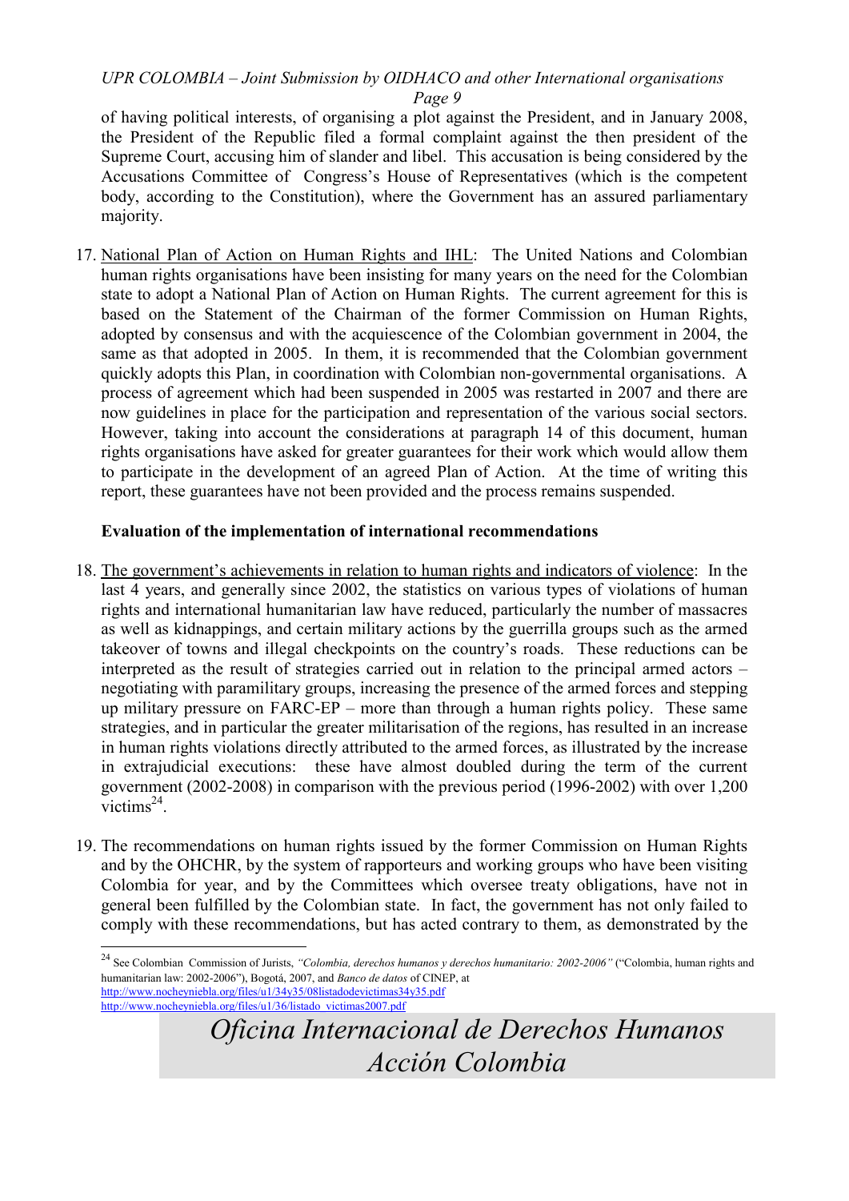of having political interests, of organising a plot against the President, and in January 2008, the President of the Republic filed a formal complaint against the then president of the Supreme Court, accusing him of slander and libel. This accusation is being considered by the Accusations Committee of Congress's House of Representatives (which is the competent body, according to the Constitution), where the Government has an assured parliamentary majority.

17. National Plan of Action on Human Rights and IHL: The United Nations and Colombian human rights organisations have been insisting for many years on the need for the Colombian state to adopt a National Plan of Action on Human Rights. The current agreement for this is based on the Statement of the Chairman of the former Commission on Human Rights, adopted by consensus and with the acquiescence of the Colombian government in 2004, the same as that adopted in 2005. In them, it is recommended that the Colombian government quickly adopts this Plan, in coordination with Colombian non-governmental organisations. A process of agreement which had been suspended in 2005 was restarted in 2007 and there are now guidelines in place for the participation and representation of the various social sectors. However, taking into account the considerations at paragraph 14 of this document, human rights organisations have asked for greater guarantees for their work which would allow them to participate in the development of an agreed Plan of Action. At the time of writing this report, these guarantees have not been provided and the process remains suspended.

**Evaluation of the implementation of international recommendations**

18. The government's achievements in relation to human rights and indicators of violence: In the last 4 years, and generally since 2002, the statistics on various types of violations of human rights and international humanitarian law have reduced, particularly the number of massacres as well as kidnappings, and certain military actions by the guerrilla groups such as the armed takeover of towns and illegal checkpoints on the country's roads. These reductions can be interpreted as the result of strategies carried out in relation to the principal armed actors – negotiating with paramilitary groups, increasing the presence of the armed forces and stepping up military pressure on FARC-EP – more than through a human rights policy. These same strategies, and in particular the greater militarisation of the regions, has resulted in an increase in human rights violations directly attributed to the armed forces, as illustrated by the increase in extrajudicial executions: these have almost doubled during the term of the current government (2002-2008) in comparison with the previous period (1996-2002) with over 1,200 victims[24].

19. The recommendations on human rights issued by the former Commission on Human Rights and by the OHCHR, by the system of rapporteurs and working groups who have been visiting Colombia for year, and by the Committees which oversee treaty obligations, have not in general been fulfilled by the Colombian state. In fact, the government has not only failed to comply with these recommendations, but has acted contrary to them, as demonstrated by the

---

[24] See Colombian Commission of Jurists, *"Colombia, derechos humanos y derechos humanitario: 2002-2006"* ("Colombia, human rights and humanitarian law: 2002-2006"), Bogotá, 2007, and *Banco de datos* of CINEP, at http://www.nocheyniebla.org/files/u1/34y35/08listadodevictimas34y35.pdf http://www.nocheyniebla.org/files/u1/36/listado_victimas2007.pdf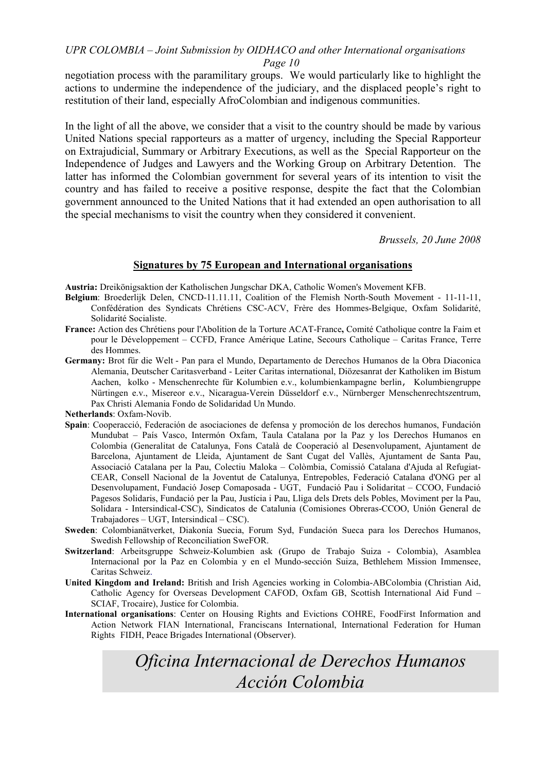negotiation process with the paramilitary groups. We would particularly like to highlight the actions to undermine the independence of the judiciary, and the displaced people's right to restitution of their land, especially AfroColombian and indigenous communities.

In the light of all the above, we consider that a visit to the country should be made by various United Nations special rapporteurs as a matter of urgency, including the Special Rapporteur on Extrajudicial, Summary or Arbitrary Executions, as well as the Special Rapporteur on the Independence of Judges and Lawyers and the Working Group on Arbitrary Detention. The latter has informed the Colombian government for several years of its intention to visit the country and has failed to receive a positive response, despite the fact that the Colombian government announced to the United Nations that it had extended an open authorisation to all the special mechanisms to visit the country when they considered it convenient.

*Brussels, 20 June 2008*

## Signatures by 75 European and International organisations

**Austria:** Dreikönigsaktion der Katholischen Jungschar DKA, Catholic Women's Movement KFB.

**Belgium**: Broederlijk Delen, CNCD-11.11.11, Coalition of the Flemish North-South Movement - 11-11-11, Confédération des Syndicats Chrétiens CSC-ACV, Frère des Hommes-Belgique, Oxfam Solidarité, Solidarité Socialiste.

**France:** Action des Chrétiens pour l'Abolition de la Torture ACAT-France**,** Comité Catholique contre la Faim et pour le Développement – CCFD, France Amérique Latine, Secours Catholique – Caritas France, Terre des Hommes.

**Germany:** Brot für die Welt - Pan para el Mundo, Departamento de Derechos Humanos de la Obra Diaconica Alemania, Deutscher Caritasverband - Leiter Caritas international, Diözesanrat der Katholiken im Bistum Aachen, kolko - Menschenrechte für Kolumbien e.v., kolumbienkampagne berlin, Kolumbiengruppe Nürtingen e.v., Misereor e.v., Nicaragua-Verein Düsseldorf e.v., Nürnberger Menschenrechtszentrum, Pax Christi Alemania Fondo de Solidaridad Un Mundo.

**Netherlands**: Oxfam-Novib.

**Spain**: Cooperacció, Federación de asociaciones de defensa y promoción de los derechos humanos, Fundación Mundubat – País Vasco, Intermón Oxfam, Taula Catalana por la Paz y los Derechos Humanos en Colombia (Generalitat de Catalunya, Fons Català de Cooperació al Desenvolupament, Ajuntament de Barcelona, Ajuntament de Lleida, Ajuntament de Sant Cugat del Vallès, Ajuntament de Santa Pau, Associació Catalana per la Pau, Colectiu Maloka – Colòmbia, Comissió Catalana d'Ajuda al Refugiat-CEAR, Consell Nacional de la Joventut de Catalunya, Entrepobles, Federació Catalana d'ONG per al Desenvolupament, Fundació Josep Comaposada - UGT, Fundació Pau i Solidaritat – CCOO, Fundació Pagesos Solidaris, Fundació per la Pau, Justícia i Pau, Lliga dels Drets dels Pobles, Moviment per la Pau, Solidara - Intersindical-CSC), Sindicatos de Catalunia (Comisiones Obreras-CCOO, Unión General de Trabajadores – UGT, Intersindical – CSC).

**Sweden**: Colombianätverket, Diakonía Suecia, Forum Syd, Fundación Sueca para los Derechos Humanos, Swedish Fellowship of Reconciliation SweFOR.

**Switzerland**: Arbeitsgruppe Schweiz-Kolumbien ask (Grupo de Trabajo Suiza - Colombia), Asamblea Internacional por la Paz en Colombia y en el Mundo-sección Suiza, Bethlehem Mission Immensee, Caritas Schweiz.

**United Kingdom and Ireland:** British and Irish Agencies working in Colombia-ABColombia (Christian Aid, Catholic Agency for Overseas Development CAFOD, Oxfam GB, Scottish International Aid Fund – SCIAF, Trocaire), Justice for Colombia.

**International organisations**: Center on Housing Rights and Evictions COHRE, FoodFirst Information and Action Network FIAN International, Franciscans International, International Federation for Human Rights FIDH, Peace Brigades International (Observer).

*Oficina Internacional de Derechos Humanos Acción Colombia*